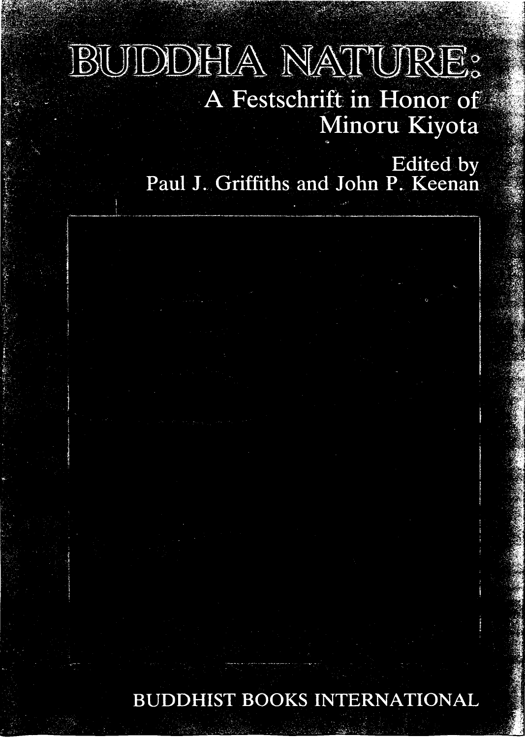# BUDDHA NATURE:

## A Festschrift in Honor of Minoru Kiyota

Edited by
Paul J. Griffiths and John P. Keenan

BUDDHIST BOOKS INTERNATIONAL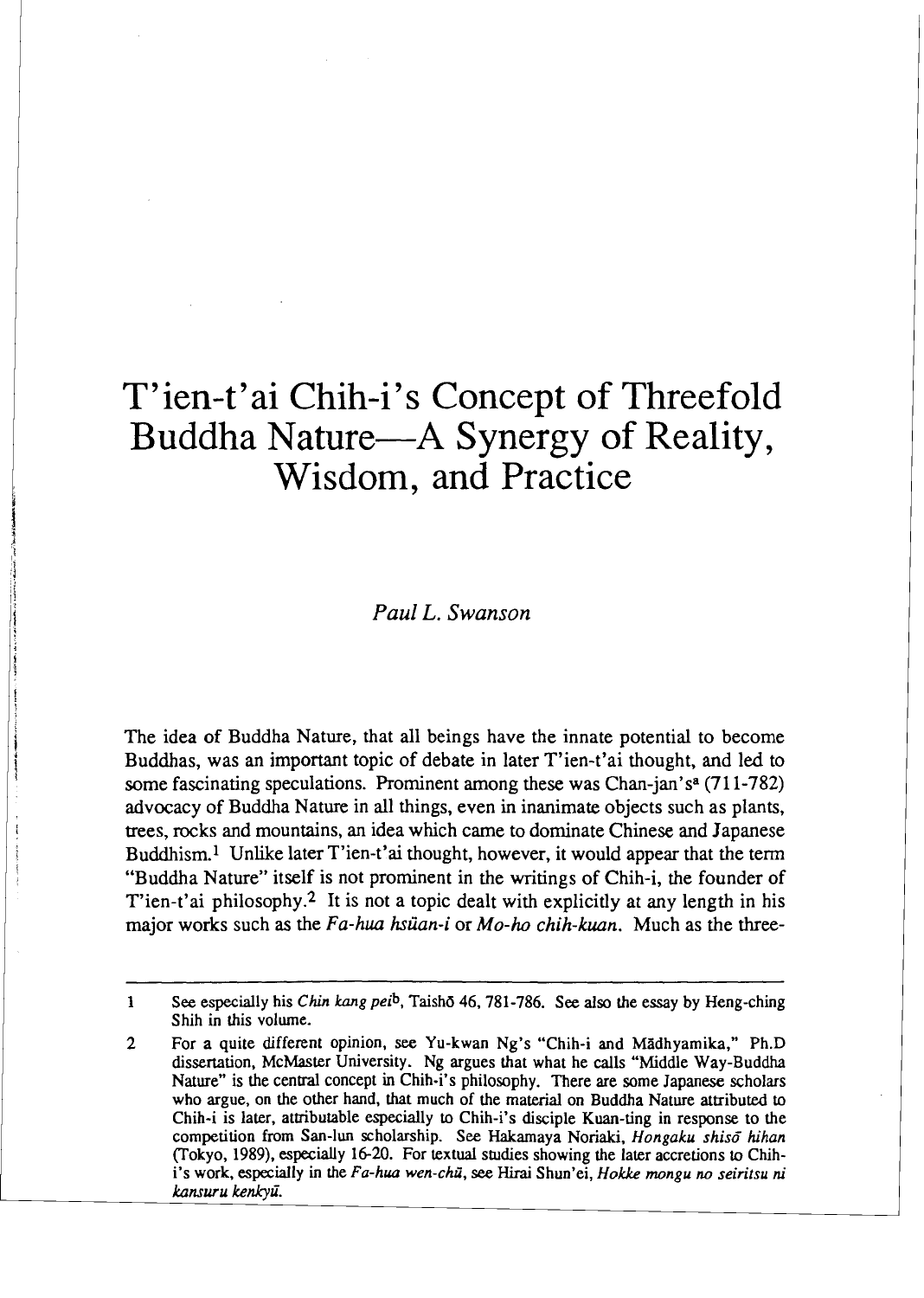# T'ien-t'ai Chih-i's Concept of Threefold Buddha Nature—A Synergy of Reality, Wisdom, and Practice

*Paul L. Swanson*

The idea of Buddha Nature, that all beings have the innate potential to become Buddhas, was an important topic of debate in later T'ien-t'ai thought, and led to some fascinating speculations. Prominent among these was Chan-jan's[a] (711-782) advocacy of Buddha Nature in all things, even in inanimate objects such as plants, trees, rocks and mountains, an idea which came to dominate Chinese and Japanese Buddhism.[1] Unlike later T'ien-t'ai thought, however, it would appear that the term "Buddha Nature" itself is not prominent in the writings of Chih-i, the founder of T'ien-t'ai philosophy.[2] It is not a topic dealt with explicitly at any length in his major works such as the *Fa-hua hsüan-i* or *Mo-ho chih-kuan*. Much as the three-

---

1 See especially his *Chin kang pei*[b], Taishō 46, 781-786. See also the essay by Heng-ching Shih in this volume.

2 For a quite different opinion, see Yu-kwan Ng's "Chih-i and Mādhyamika," Ph.D dissertation, McMaster University. Ng argues that what he calls "Middle Way-Buddha Nature" is the central concept in Chih-i's philosophy. There are some Japanese scholars who argue, on the other hand, that much of the material on Buddha Nature attributed to Chih-i is later, attributable especially to Chih-i's disciple Kuan-ting in response to the competition from San-lun scholarship. See Hakamaya Noriaki, *Hongaku shisō hihan* (Tokyo, 1989), especially 16-20. For textual studies showing the later accretions to Chih-i's work, especially in the *Fa-hua wen-chü*, see Hirai Shun'ei, *Hokke mongu no seiritsu ni kansuru kenkyū*.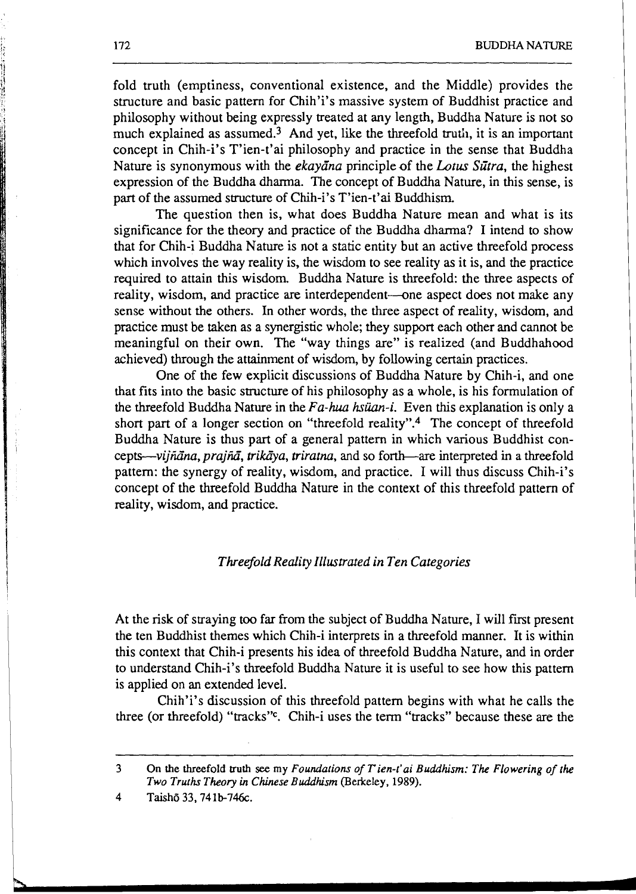fold truth (emptiness, conventional existence, and the Middle) provides the structure and basic pattern for Chih'i's massive system of Buddhist practice and philosophy without being expressly treated at any length, Buddha Nature is not so much explained as assumed.[3] And yet, like the threefold truth, it is an important concept in Chih-i's T'ien-t'ai philosophy and practice in the sense that Buddha Nature is synonymous with the *ekayāna* principle of the *Lotus Sūtra*, the highest expression of the Buddha dharma. The concept of Buddha Nature, in this sense, is part of the assumed structure of Chih-i's T'ien-t'ai Buddhism.

The question then is, what does Buddha Nature mean and what is its significance for the theory and practice of the Buddha dharma? I intend to show that for Chih-i Buddha Nature is not a static entity but an active threefold process which involves the way reality is, the wisdom to see reality as it is, and the practice required to attain this wisdom. Buddha Nature is threefold: the three aspects of reality, wisdom, and practice are interdependent—one aspect does not make any sense without the others. In other words, the three aspect of reality, wisdom, and practice must be taken as a synergistic whole; they support each other and cannot be meaningful on their own. The "way things are" is realized (and Buddhahood achieved) through the attainment of wisdom, by following certain practices.

One of the few explicit discussions of Buddha Nature by Chih-i, and one that fits into the basic structure of his philosophy as a whole, is his formulation of the threefold Buddha Nature in the *Fa-hua hsüan-i*. Even this explanation is only a short part of a longer section on "threefold reality".[4] The concept of threefold Buddha Nature is thus part of a general pattern in which various Buddhist concepts—*vijñāna*, *prajñā*, *trikāya*, *triratna*, and so forth—are interpreted in a threefold pattern: the synergy of reality, wisdom, and practice. I will thus discuss Chih-i's concept of the threefold Buddha Nature in the context of this threefold pattern of reality, wisdom, and practice.

### *Threefold Reality Illustrated in Ten Categories*

At the risk of straying too far from the subject of Buddha Nature, I will first present the ten Buddhist themes which Chih-i interprets in a threefold manner. It is within this context that Chih-i presents his idea of threefold Buddha Nature, and in order to understand Chih-i's threefold Buddha Nature it is useful to see how this pattern is applied on an extended level.

Chih'i's discussion of this threefold pattern begins with what he calls the three (or threefold) "tracks"[c]. Chih-i uses the term "tracks" because these are the

---

3 On the threefold truth see my *Foundations of T'ien-t'ai Buddhism: The Flowering of the Two Truths Theory in Chinese Buddhism* (Berkeley, 1989).

4 Taishō 33, 741b-746c.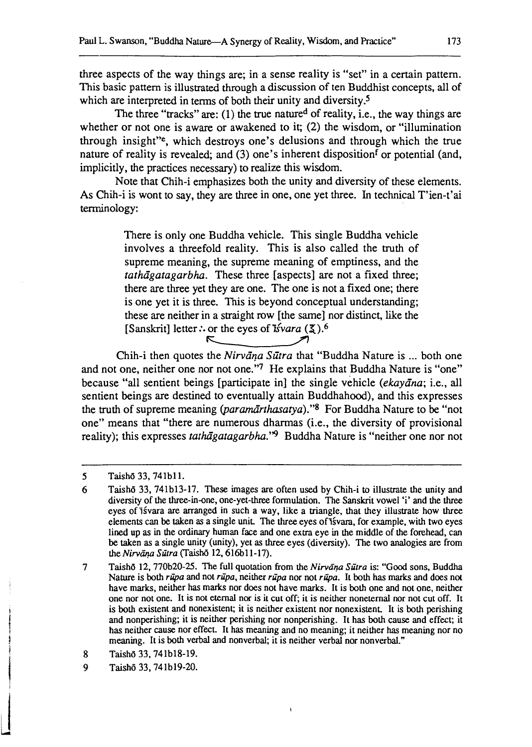three aspects of the way things are; in a sense reality is "set" in a certain pattern. This basic pattern is illustrated through a discussion of ten Buddhist concepts, all of which are interpreted in terms of both their unity and diversity.[5]

The three "tracks" are: (1) the true nature[d] of reality, i.e., the way things are whether or not one is aware or awakened to it; (2) the wisdom, or "illumination through insight"[e], which destroys one's delusions and through which the true nature of reality is revealed; and (3) one's inherent disposition[f] or potential (and, implicitly, the practices necessary) to realize this wisdom.

Note that Chih-i emphasizes both the unity and diversity of these elements. As Chih-i is wont to say, they are three in one, one yet three. In technical T'ien-t'ai terminology:

> There is only one Buddha vehicle. This single Buddha vehicle involves a threefold reality. This is also called the truth of supreme meaning, the supreme meaning of emptiness, and the *tathāgatagarbha*. These three [aspects] are not a fixed three; there are three yet they are one. The one is not a fixed one; there is one yet it is three. This is beyond conceptual understanding; these are neither in a straight row [the same] nor distinct, like the [Sanskrit] letter ∴ or the eyes of *Īśvara* (ξ).[6]

Chih-i then quotes the *Nirvāṇa Sūtra* that "Buddha Nature is ... both one and not one, neither one nor not one."[7] He explains that Buddha Nature is "one" because "all sentient beings [participate in] the single vehicle (*ekayāna*; i.e., all sentient beings are destined to eventually attain Buddhahood), and this expresses the truth of supreme meaning (*paramārthasatya*)."[8] For Buddha Nature to be "not one" means that "there are numerous dharmas (i.e., the diversity of provisional reality); this expresses *tathāgatagarbha*."[9] Buddha Nature is "neither one nor not

---

5 Taishō 33, 741b11.

6 Taishō 33, 741b13-17. These images are often used by Chih-i to illustrate the unity and diversity of the three-in-one, one-yet-three formulation. The Sanskrit vowel 'i' and the three eyes of Īśvara are arranged in such a way, like a triangle, that they illustrate how three elements can be taken as a single unit. The three eyes of Īśvara, for example, with two eyes lined up as in the ordinary human face and one extra eye in the middle of the forehead, can be taken as a single unity (unity), yet as three eyes (diversity). The two analogies are from the *Nirvāṇa Sūtra* (Taishō 12, 616b11-17).

7 Taishō 12, 770b20-25. The full quotation from the *Nirvāṇa Sūtra* is: "Good sons, Buddha Nature is both *rūpa* and not *rūpa*, neither *rūpa* nor not *rūpa*. It both has marks and does not have marks, neither has marks nor does not have marks. It is both one and not one, neither one nor not one. It is not eternal nor is it cut off; it is neither noneternal nor not cut off. It is both existent and nonexistent; it is neither existent nor nonexistent. It is both perishing and nonperishing; it is neither perishing nor nonperishing. It has both cause and effect; it has neither cause nor effect. It has meaning and no meaning; it neither has meaning nor no meaning. It is both verbal and nonverbal; it is neither verbal nor nonverbal."

8 Taishō 33, 741b18-19.

9 Taishō 33, 741b19-20.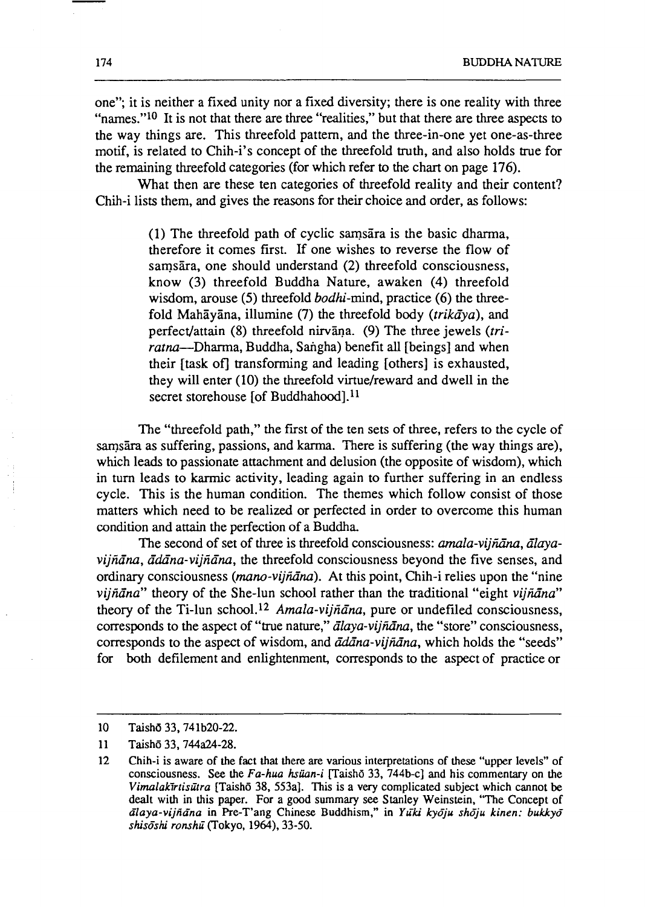one"; it is neither a fixed unity nor a fixed diversity; there is one reality with three "names."[10] It is not that there are three "realities," but that there are three aspects to the way things are. This threefold pattern, and the three-in-one yet one-as-three motif, is related to Chih-i's concept of the threefold truth, and also holds true for the remaining threefold categories (for which refer to the chart on page 176).

What then are these ten categories of threefold reality and their content? Chih-i lists them, and gives the reasons for their choice and order, as follows:

> (1) The threefold path of cyclic saṃsāra is the basic dharma, therefore it comes first. If one wishes to reverse the flow of saṃsāra, one should understand (2) threefold consciousness, know (3) threefold Buddha Nature, awaken (4) threefold wisdom, arouse (5) threefold *bodhi*-mind, practice (6) the threefold Mahāyāna, illumine (7) the threefold body (*trikāya*), and perfect/attain (8) threefold nirvāṇa. (9) The three jewels (*triratna*—Dharma, Buddha, Saṅgha) benefit all [beings] and when their [task of] transforming and leading [others] is exhausted, they will enter (10) the threefold virtue/reward and dwell in the secret storehouse [of Buddhahood].[11]

The "threefold path," the first of the ten sets of three, refers to the cycle of saṃsāra as suffering, passions, and karma. There is suffering (the way things are), which leads to passionate attachment and delusion (the opposite of wisdom), which in turn leads to karmic activity, leading again to further suffering in an endless cycle. This is the human condition. The themes which follow consist of those matters which need to be realized or perfected in order to overcome this human condition and attain the perfection of a Buddha.

The second of set of three is threefold consciousness: *amala-vijñāna*, *ālaya-vijñāna*, *ādāna-vijñāna*, the threefold consciousness beyond the five senses, and ordinary consciousness (*mano-vijñāna*). At this point, Chih-i relies upon the "nine *vijñāna*" theory of the She-lun school rather than the traditional "eight *vijñāna*" theory of the Ti-lun school.[12] *Amala-vijñāna*, pure or undefiled consciousness, corresponds to the aspect of "true nature," *ālaya-vijñāna*, the "store" consciousness, corresponds to the aspect of wisdom, and *ādāna-vijñāna*, which holds the "seeds" for both defilement and enlightenment, corresponds to the aspect of practice or

---

10 Taishō 33, 741b20-22.

11 Taishō 33, 744a24-28.

12 Chih-i is aware of the fact that there are various interpretations of these "upper levels" of consciousness. See the *Fa-hua hsüan-i* [Taishō 33, 744b-c] and his commentary on the *Vimalakīrtisūtra* [Taishō 38, 553a]. This is a very complicated subject which cannot be dealt with in this paper. For a good summary see Stanley Weinstein, "The Concept of *ālaya-vijñāna* in Pre-T'ang Chinese Buddhism," in *Yūki kyōju shōju kinen: bukkyō shisōshi ronshū* (Tokyo, 1964), 33-50.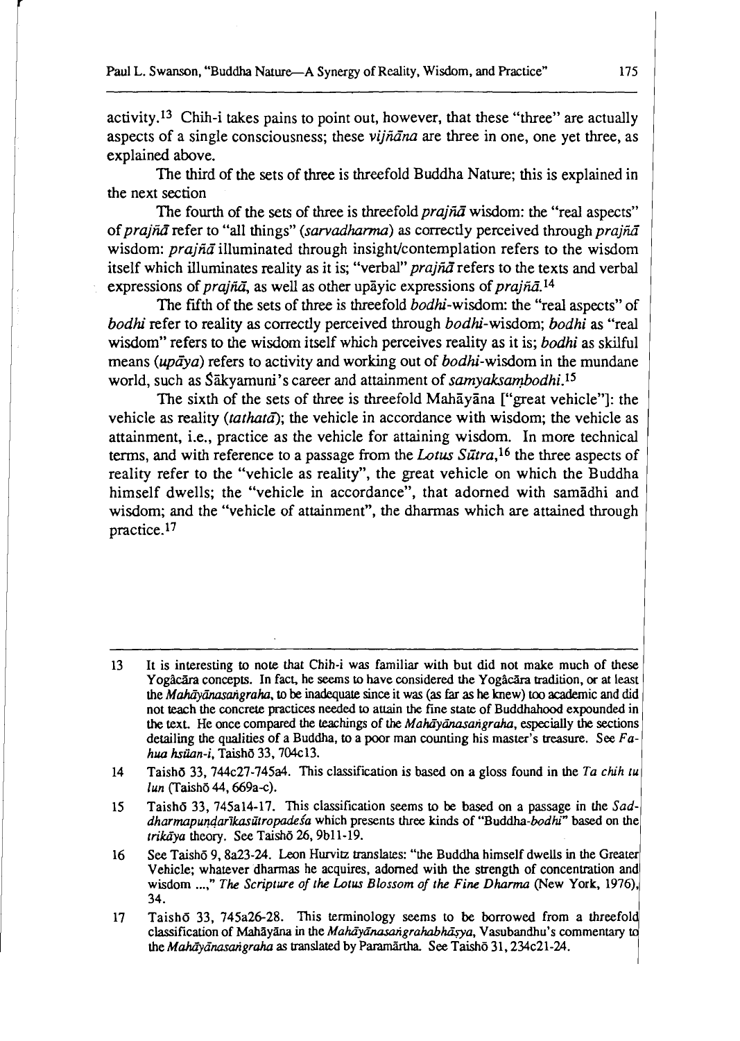activity.[13] Chih-i takes pains to point out, however, that these "three" are actually aspects of a single consciousness; these *vijñāna* are three in one, one yet three, as explained above.

The third of the sets of three is threefold Buddha Nature; this is explained in the next section

The fourth of the sets of three is threefold *prajñā* wisdom: the "real aspects" of *prajñā* refer to "all things" (*sarvadharma*) as correctly perceived through *prajñā* wisdom: *prajñā* illuminated through insight/contemplation refers to the wisdom itself which illuminates reality as it is; "verbal" *prajñā* refers to the texts and verbal expressions of *prajñā*, as well as other upāyic expressions of *prajñā*.[14]

The fifth of the sets of three is threefold *bodhi*-wisdom: the "real aspects" of *bodhi* refer to reality as correctly perceived through *bodhi*-wisdom; *bodhi* as "real wisdom" refers to the wisdom itself which perceives reality as it is; *bodhi* as skilful means (*upāya*) refers to activity and working out of *bodhi*-wisdom in the mundane world, such as Śākyamuni's career and attainment of *samyaksaṃbodhi*.[15]

The sixth of the sets of three is threefold Mahāyāna ["great vehicle"]: the vehicle as reality (*tathatā*); the vehicle in accordance with wisdom; the vehicle as attainment, i.e., practice as the vehicle for attaining wisdom. In more technical terms, and with reference to a passage from the *Lotus Sūtra*,[16] the three aspects of reality refer to the "vehicle as reality", the great vehicle on which the Buddha himself dwells; the "vehicle in accordance", that adorned with samādhi and wisdom; and the "vehicle of attainment", the dharmas which are attained through practice.[17]

---

13 It is interesting to note that Chih-i was familiar with but did not make much of these Yogâcāra concepts. In fact, he seems to have considered the Yogâcāra tradition, or at least the *Mahāyānasaṅgraha*, to be inadequate since it was (as far as he knew) too academic and did not teach the concrete practices needed to attain the fine state of Buddhahood expounded in the text. He once compared the teachings of the *Mahāyānasaṅgraha*, especially the sections detailing the qualities of a Buddha, to a poor man counting his master's treasure. See *Fa-hua hsüan-i*, Taishō 33, 704c13.

14 Taishō 33, 744c27-745a4. This classification is based on a gloss found in the *Ta chih tu lun* (Taishō 44, 669a-c).

15 Taishō 33, 745a14-17. This classification seems to be based on a passage in the *Saddharmapuṇḍarīkasūtropadeśa* which presents three kinds of "Buddha-*bodhi*" based on the *trikāya* theory. See Taishō 26, 9b11-19.

16 See Taishō 9, 8a23-24. Leon Hurvitz translates: "the Buddha himself dwells in the Greater Vehicle; whatever dharmas he acquires, adorned with the strength of concentration and wisdom ...," *The Scripture of the Lotus Blossom of the Fine Dharma* (New York, 1976), 34.

17 Taishō 33, 745a26-28. This terminology seems to be borrowed from a threefold classification of Mahāyāna in the *Mahāyānasaṅgrahabhāṣya*, Vasubandhu's commentary to the *Mahāyānasaṅgraha* as translated by Paramārtha. See Taishō 31, 234c21-24.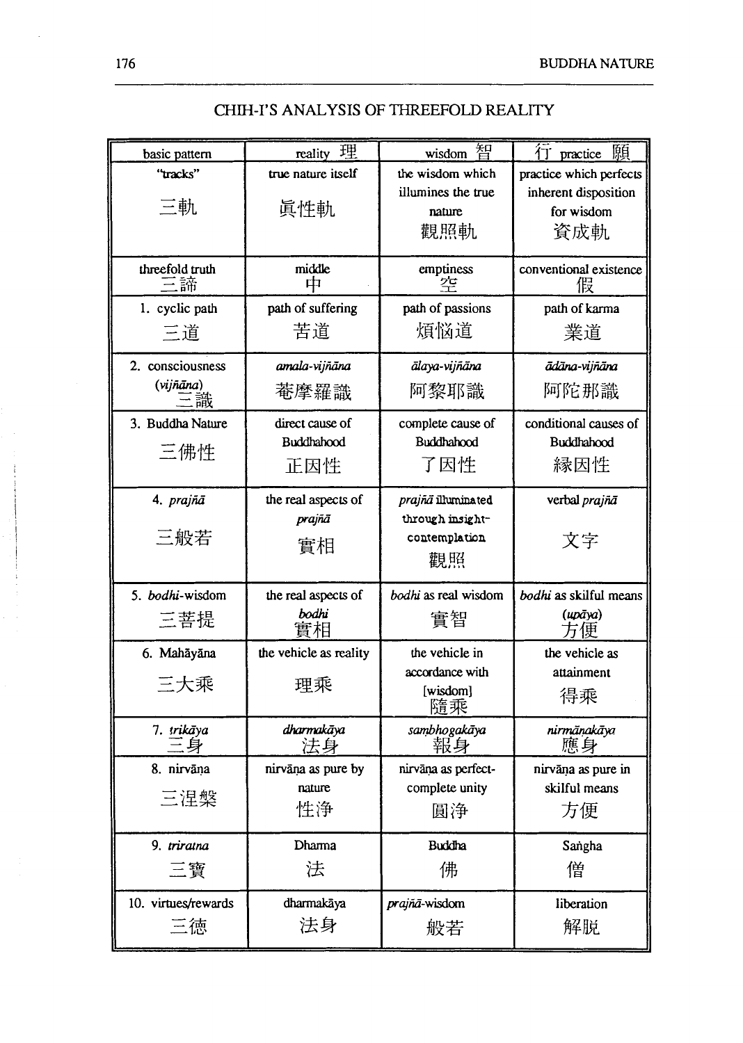## CHIH-I'S ANALYSIS OF THREEFOLD REALITY

| basic pattern | reality 理 | wisdom 智 | 行 practice 願 |
|---|---|---|---|
| "tracks" 三軌 | true nature itself 眞性軌 | the wisdom which illumines the true nature 觀照軌 | practice which perfects inherent disposition for wisdom 資成軌 |
| threefold truth 三諦 | middle 中 | emptiness 空 | conventional existence 假 |
| 1. cyclic path 三道 | path of suffering 苦道 | path of passions 煩悩道 | path of karma 業道 |
| 2. consciousness (*vijñāna*) 三識 | *amala-vijñāna* 菴摩羅識 | *ālaya-vijñāna* 阿黎耶識 | *ādāna-vijñāna* 阿陀那識 |
| 3. Buddha Nature 三佛性 | direct cause of Buddhahood 正因性 | complete cause of Buddhahood 了因性 | conditional causes of Buddhahood 縁因性 |
| 4. *prajñā* 三般若 | the real aspects of *prajñā* 實相 | *prajñā* illuminated through insight-contemplation 觀照 | verbal *prajñā* 文字 |
| 5. *bodhi*-wisdom 三菩提 | the real aspects of *bodhi* 實相 | *bodhi* as real wisdom 實智 | *bodhi* as skilful means (*upāya*) 方便 |
| 6. Mahāyāna 三大乘 | the vehicle as reality 理乘 | the vehicle in accordance with [wisdom] 隨乘 | the vehicle as attainment 得乘 |
| 7. *trikāya* 三身 | *dharmakāya* 法身 | *saṃbhogakāya* 報身 | *nirmāṇakāya* 應身 |
| 8. nirvāṇa 三涅槃 | nirvāṇa as pure by nature 性浄 | nirvāṇa as perfect-complete unity 圓浄 | nirvāṇa as pure in skilful means 方便 |
| 9. *triratna* 三寶 | Dharma 法 | Buddha 佛 | Saṅgha 僧 |
| 10. virtues/rewards 三德 | dharmakāya 法身 | *prajñā*-wisdom 般若 | liberation 解脱 |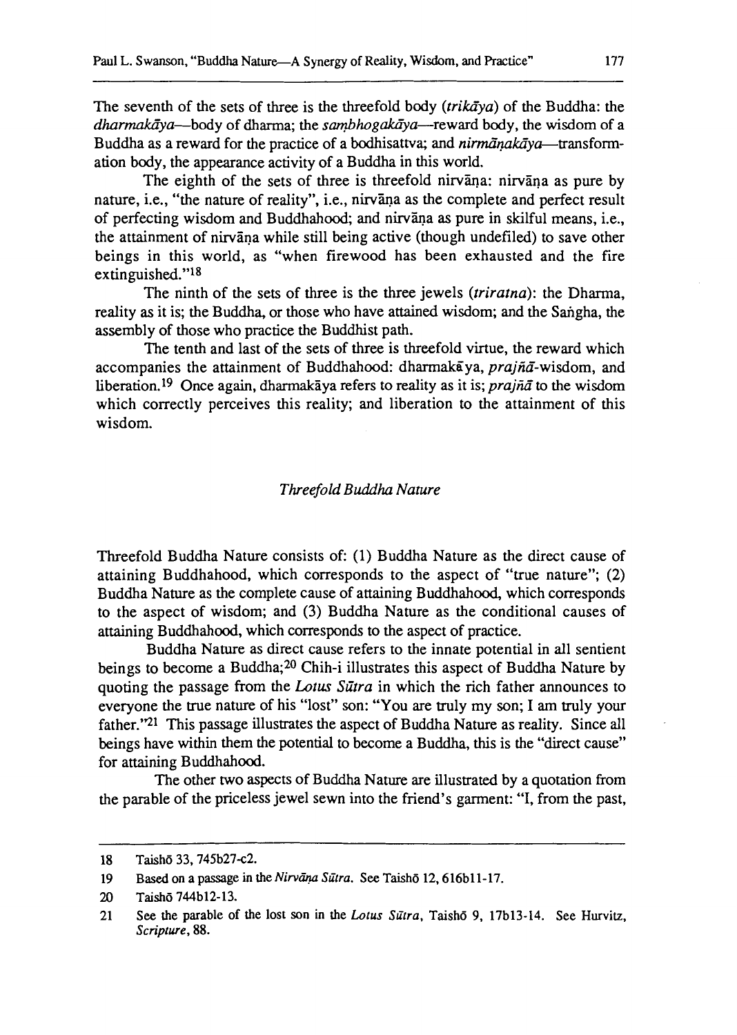The seventh of the sets of three is the threefold body (*trikāya*) of the Buddha: the *dharmakāya*—body of dharma; the *saṃbhogakāya*—reward body, the wisdom of a Buddha as a reward for the practice of a bodhisattva; and *nirmāṇakāya*—transformation body, the appearance activity of a Buddha in this world.

The eighth of the sets of three is threefold nirvāṇa: nirvāṇa as pure by nature, i.e., "the nature of reality", i.e., nirvāṇa as the complete and perfect result of perfecting wisdom and Buddhahood; and nirvāṇa as pure in skilful means, i.e., the attainment of nirvāṇa while still being active (though undefiled) to save other beings in this world, as "when firewood has been exhausted and the fire extinguished."[18]

The ninth of the sets of three is the three jewels (*triratna*): the Dharma, reality as it is; the Buddha, or those who have attained wisdom; and the Saṅgha, the assembly of those who practice the Buddhist path.

The tenth and last of the sets of three is threefold virtue, the reward which accompanies the attainment of Buddhahood: dharmakāya, *prajñā*-wisdom, and liberation.[19] Once again, dharmakāya refers to reality as it is; *prajñā* to the wisdom which correctly perceives this reality; and liberation to the attainment of this wisdom.

## *Threefold Buddha Nature*

Threefold Buddha Nature consists of: (1) Buddha Nature as the direct cause of attaining Buddhahood, which corresponds to the aspect of "true nature"; (2) Buddha Nature as the complete cause of attaining Buddhahood, which corresponds to the aspect of wisdom; and (3) Buddha Nature as the conditional causes of attaining Buddhahood, which corresponds to the aspect of practice.

Buddha Nature as direct cause refers to the innate potential in all sentient beings to become a Buddha;[20] Chih-i illustrates this aspect of Buddha Nature by quoting the passage from the *Lotus Sūtra* in which the rich father announces to everyone the true nature of his "lost" son: "You are truly my son; I am truly your father."[21] This passage illustrates the aspect of Buddha Nature as reality. Since all beings have within them the potential to become a Buddha, this is the "direct cause" for attaining Buddhahood.

The other two aspects of Buddha Nature are illustrated by a quotation from the parable of the priceless jewel sewn into the friend's garment: "I, from the past,

---

18 Taishō 33, 745b27-c2.

19 Based on a passage in the *Nirvāṇa Sūtra*. See Taishō 12, 616b11-17.

20 Taishō 744b12-13.

21 See the parable of the lost son in the *Lotus Sūtra*, Taishō 9, 17b13-14. See Hurvitz, *Scripture*, 88.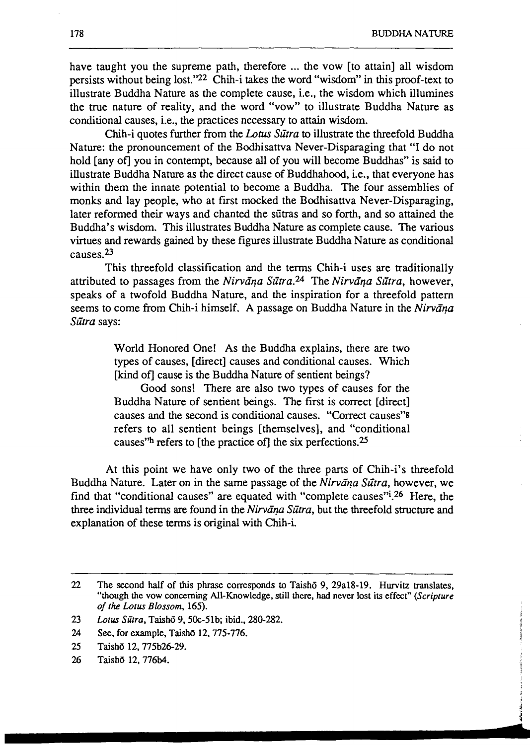have taught you the supreme path, therefore ... the vow [to attain] all wisdom persists without being lost."[22] Chih-i takes the word "wisdom" in this proof-text to illustrate Buddha Nature as the complete cause, i.e., the wisdom which illumines the true nature of reality, and the word "vow" to illustrate Buddha Nature as conditional causes, i.e., the practices necessary to attain wisdom.

Chih-i quotes further from the *Lotus Sūtra* to illustrate the threefold Buddha Nature: the pronouncement of the Bodhisattva Never-Disparaging that "I do not hold [any of] you in contempt, because all of you will become Buddhas" is said to illustrate Buddha Nature as the direct cause of Buddhahood, i.e., that everyone has within them the innate potential to become a Buddha. The four assemblies of monks and lay people, who at first mocked the Bodhisattva Never-Disparaging, later reformed their ways and chanted the sūtras and so forth, and so attained the Buddha's wisdom. This illustrates Buddha Nature as complete cause. The various virtues and rewards gained by these figures illustrate Buddha Nature as conditional causes.[23]

This threefold classification and the terms Chih-i uses are traditionally attributed to passages from the *Nirvāṇa Sūtra*.[24] The *Nirvāṇa Sūtra*, however, speaks of a twofold Buddha Nature, and the inspiration for a threefold pattern seems to come from Chih-i himself. A passage on Buddha Nature in the *Nirvāṇa Sūtra* says:

> World Honored One! As the Buddha explains, there are two types of causes, [direct] causes and conditional causes. Which [kind of] cause is the Buddha Nature of sentient beings?
>
> Good sons! There are also two types of causes for the Buddha Nature of sentient beings. The first is correct [direct] causes and the second is conditional causes. "Correct causes"[g] refers to all sentient beings [themselves], and "conditional causes"[h] refers to [the practice of] the six perfections.[25]

At this point we have only two of the three parts of Chih-i's threefold Buddha Nature. Later on in the same passage of the *Nirvāṇa Sūtra*, however, we find that "conditional causes" are equated with "complete causes"[i].[26] Here, the three individual terms are found in the *Nirvāṇa Sūtra*, but the threefold structure and explanation of these terms is original with Chih-i.

---

22 The second half of this phrase corresponds to Taishō 9, 29a18-19. Hurvitz translates, "though the vow concerning All-Knowledge, still there, had never lost its effect" (*Scripture of the Lotus Blossom*, 165).

23 *Lotus Sūtra*, Taishō 9, 50c-51b; ibid., 280-282.

24 See, for example, Taishō 12, 775-776.

25 Taishō 12, 775b26-29.

26 Taishō 12, 776b4.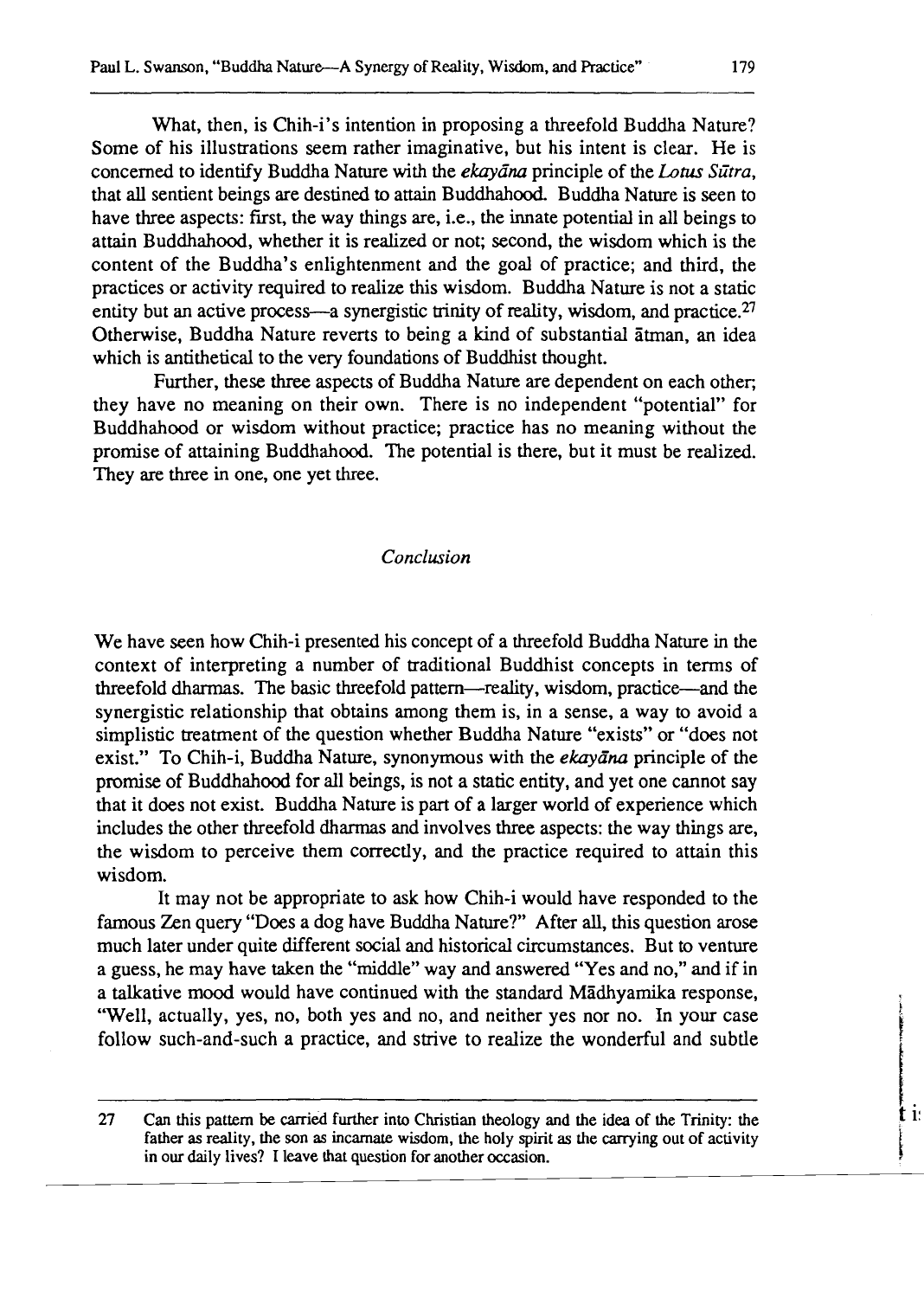What, then, is Chih-i's intention in proposing a threefold Buddha Nature? Some of his illustrations seem rather imaginative, but his intent is clear. He is concerned to identify Buddha Nature with the *ekayāna* principle of the *Lotus Sūtra*, that all sentient beings are destined to attain Buddhahood. Buddha Nature is seen to have three aspects: first, the way things are, i.e., the innate potential in all beings to attain Buddhahood, whether it is realized or not; second, the wisdom which is the content of the Buddha's enlightenment and the goal of practice; and third, the practices or activity required to realize this wisdom. Buddha Nature is not a static entity but an active process—a synergistic trinity of reality, wisdom, and practice.[27] Otherwise, Buddha Nature reverts to being a kind of substantial ātman, an idea which is antithetical to the very foundations of Buddhist thought.

Further, these three aspects of Buddha Nature are dependent on each other; they have no meaning on their own. There is no independent "potential" for Buddhahood or wisdom without practice; practice has no meaning without the promise of attaining Buddhahood. The potential is there, but it must be realized. They are three in one, one yet three.

## *Conclusion*

We have seen how Chih-i presented his concept of a threefold Buddha Nature in the context of interpreting a number of traditional Buddhist concepts in terms of threefold dharmas. The basic threefold pattern—reality, wisdom, practice—and the synergistic relationship that obtains among them is, in a sense, a way to avoid a simplistic treatment of the question whether Buddha Nature "exists" or "does not exist." To Chih-i, Buddha Nature, synonymous with the *ekayāna* principle of the promise of Buddhahood for all beings, is not a static entity, and yet one cannot say that it does not exist. Buddha Nature is part of a larger world of experience which includes the other threefold dharmas and involves three aspects: the way things are, the wisdom to perceive them correctly, and the practice required to attain this wisdom.

It may not be appropriate to ask how Chih-i would have responded to the famous Zen query "Does a dog have Buddha Nature?" After all, this question arose much later under quite different social and historical circumstances. But to venture a guess, he may have taken the "middle" way and answered "Yes and no," and if in a talkative mood would have continued with the standard Mādhyamika response, "Well, actually, yes, no, both yes and no, and neither yes nor no. In your case follow such-and-such a practice, and strive to realize the wonderful and subtle

---

27 Can this pattern be carried further into Christian theology and the idea of the Trinity: the father as reality, the son as incarnate wisdom, the holy spirit as the carrying out of activity in our daily lives? I leave that question for another occasion.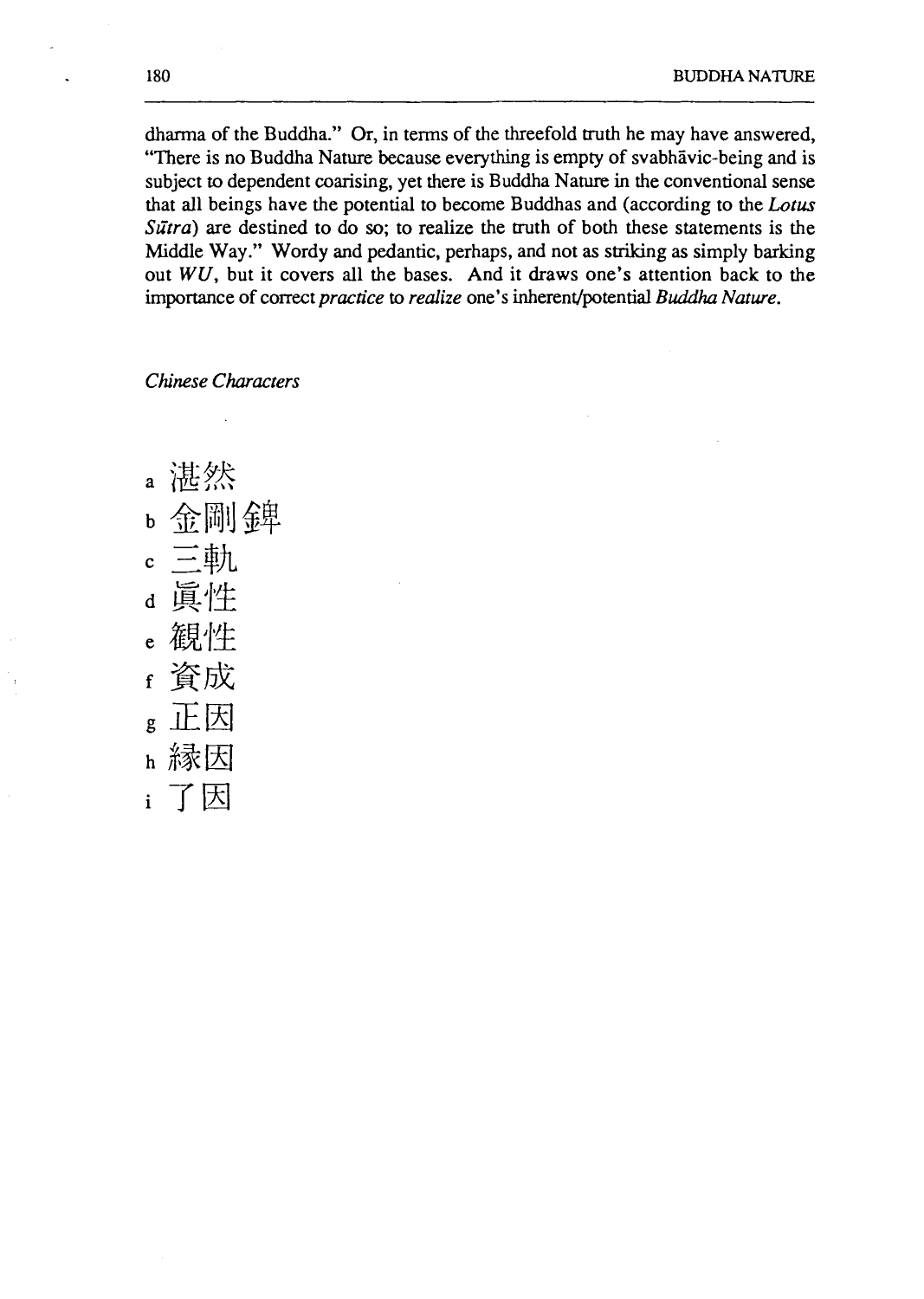dharma of the Buddha." Or, in terms of the threefold truth he may have answered, "There is no Buddha Nature because everything is empty of svabhāvic-being and is subject to dependent coarising, yet there is Buddha Nature in the conventional sense that all beings have the potential to become Buddhas and (according to the *Lotus Sūtra*) are destined to do so; to realize the truth of both these statements is the Middle Way." Wordy and pedantic, perhaps, and not as striking as simply barking out *WU*, but it covers all the bases. And it draws one's attention back to the importance of correct *practice* to *realize* one's inherent/potential *Buddha Nature*.

*Chinese Characters*

a 湛然
b 金剛錍
c 三軌
d 眞性
e 観性
f 資成
g 正因
h 縁因
i 了因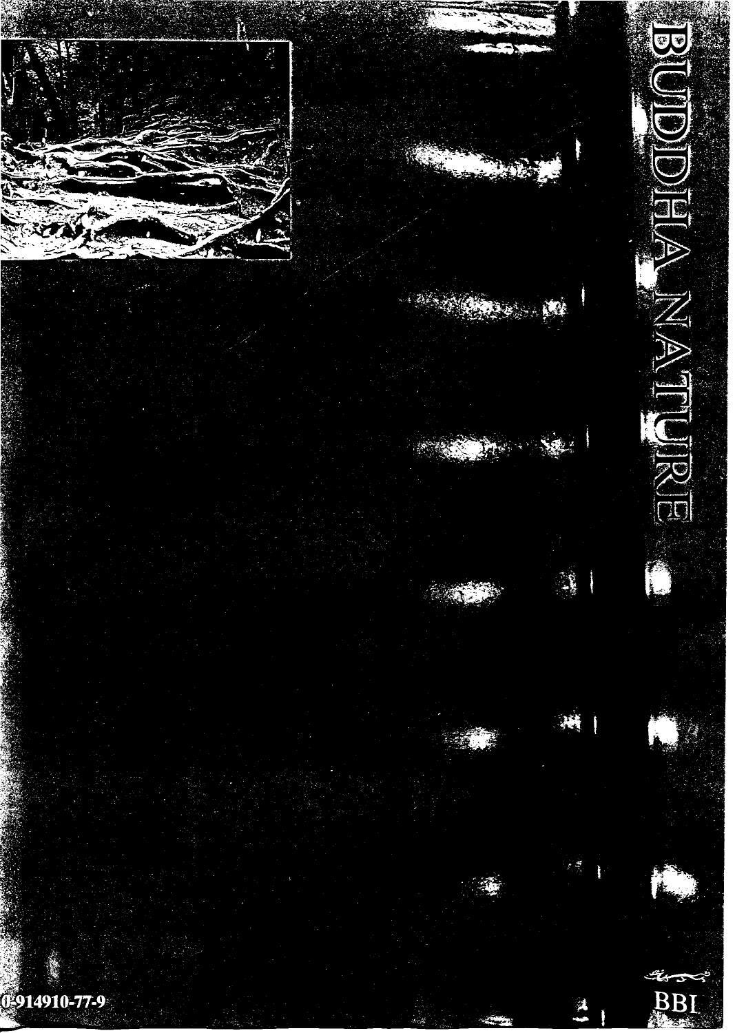BUDDHA NATURE

0-914910-77-9

BBI